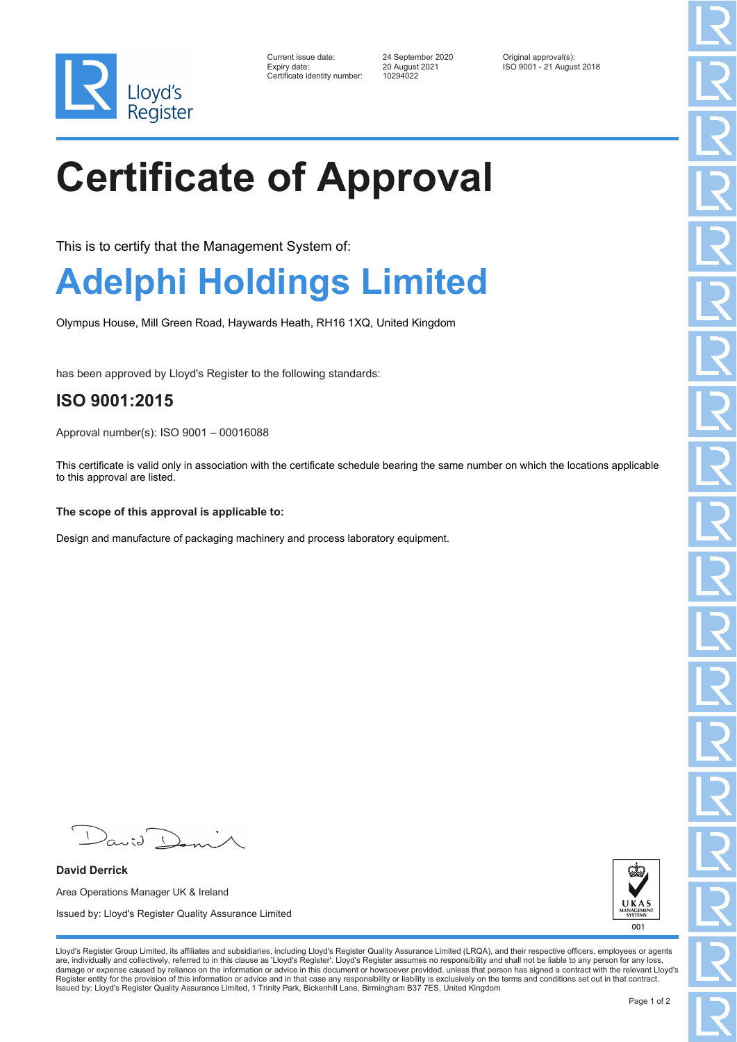Lloyd's Register

| | | |
|---|---|---|
| Current issue date: | 24 September 2020 | Original approval(s): |
| Expiry date: | 20 August 2021 | ISO 9001 - 21 August 2018 |
| Certificate identity number: | 10294022 | |

# Certificate of Approval

This is to certify that the Management System of:

## Adelphi Holdings Limited

Olympus House, Mill Green Road, Haywards Heath, RH16 1XQ, United Kingdom

has been approved by Lloyd's Register to the following standards:

### ISO 9001:2015

Approval number(s): ISO 9001 – 00016088

This certificate is valid only in association with the certificate schedule bearing the same number on which the locations applicable to this approval are listed.

**The scope of this approval is applicable to:**

Design and manufacture of packaging machinery and process laboratory equipment.

**David Derrick**

Area Operations Manager UK & Ireland

Issued by: Lloyd's Register Quality Assurance Limited

UKAS MANAGEMENT SYSTEMS 001

Lloyd's Register Group Limited, its affiliates and subsidiaries, including Lloyd's Register Quality Assurance Limited (LRQA), and their respective officers, employees or agents are, individually and collectively, referred to in this clause as 'Lloyd's Register'. Lloyd's Register assumes no responsibility and shall not be liable to any person for any loss, damage or expense caused by reliance on the information or advice in this document or howsoever provided, unless that person has signed a contract with the relevant Lloyd's Register entity for the provision of this information or advice and in that case any responsibility or liability is exclusively on the terms and conditions set out in that contract.
Issued by: Lloyd's Register Quality Assurance Limited, 1 Trinity Park, Bickenhill Lane, Birmingham B37 7ES, United Kingdom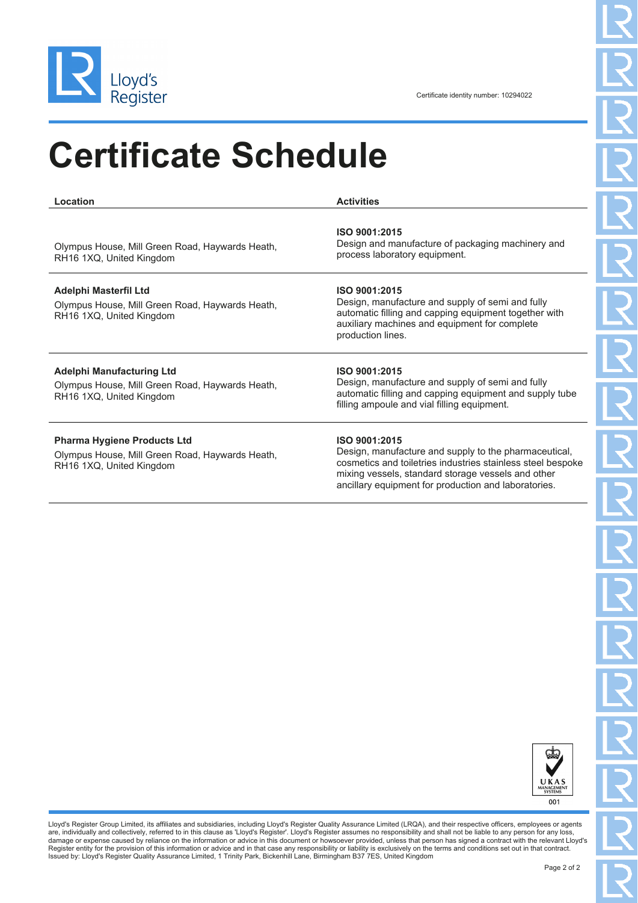Certificate identity number: 10294022

# Certificate Schedule

| Location | Activities |
| --- | --- |
| Olympus House, Mill Green Road, Haywards Heath, RH16 1XQ, United Kingdom | **ISO 9001:2015**<br>Design and manufacture of packaging machinery and process laboratory equipment. |
| **Adelphi Masterfil Ltd**<br>Olympus House, Mill Green Road, Haywards Heath, RH16 1XQ, United Kingdom | **ISO 9001:2015**<br>Design, manufacture and supply of semi and fully automatic filling and capping equipment together with auxiliary machines and equipment for complete production lines. |
| **Adelphi Manufacturing Ltd**<br>Olympus House, Mill Green Road, Haywards Heath, RH16 1XQ, United Kingdom | **ISO 9001:2015**<br>Design, manufacture and supply of semi and fully automatic filling and capping equipment and supply tube filling ampoule and vial filling equipment. |
| **Pharma Hygiene Products Ltd**<br>Olympus House, Mill Green Road, Haywards Heath, RH16 1XQ, United Kingdom | **ISO 9001:2015**<br>Design, manufacture and supply to the pharmaceutical, cosmetics and toiletries industries stainless steel bespoke mixing vessels, standard storage vessels and other ancillary equipment for production and laboratories. |

UKAS MANAGEMENT SYSTEMS 001

Lloyd's Register Group Limited, its affiliates and subsidiaries, including Lloyd's Register Quality Assurance Limited (LRQA), and their respective officers, employees or agents are, individually and collectively, referred to in this clause as 'Lloyd's Register'. Lloyd's Register assumes no responsibility and shall not be liable to any person for any loss, damage or expense caused by reliance on the information or advice in this document or howsoever provided, unless that person has signed a contract with the relevant Lloyd's Register entity for the provision of this information or advice and in that case any responsibility or liability is exclusively on the terms and conditions set out in that contract.
Issued by: Lloyd's Register Quality Assurance Limited, 1 Trinity Park, Bickenhill Lane, Birmingham B37 7ES, United Kingdom